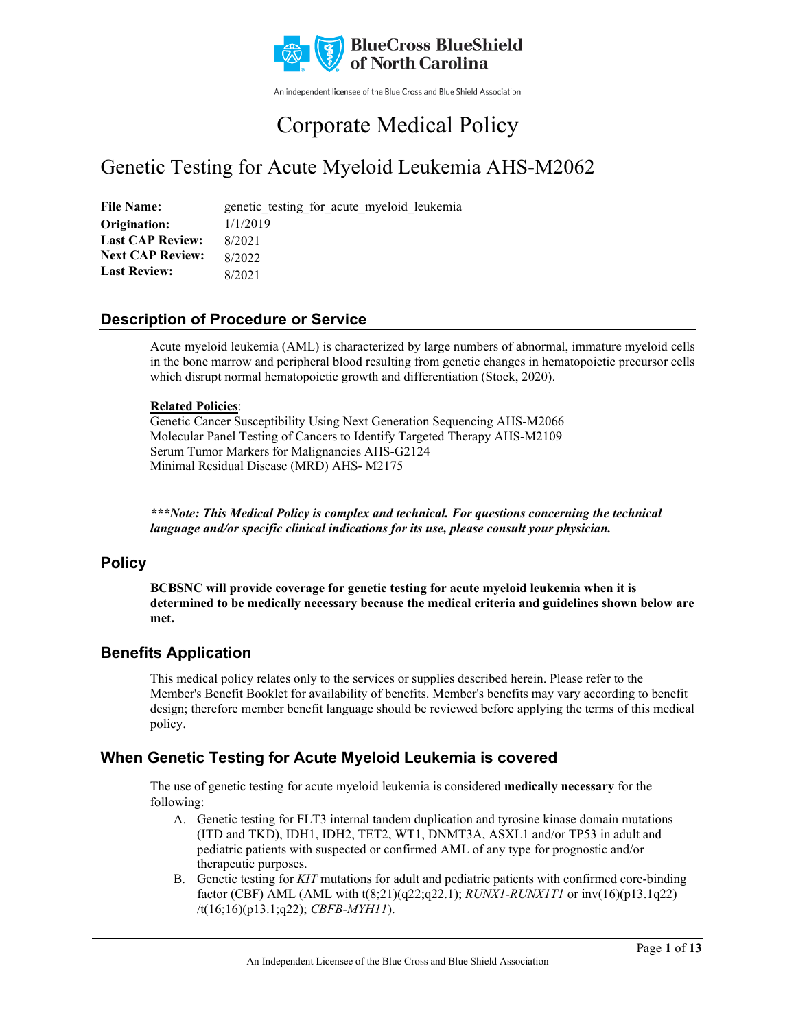BlueCross BlueShield of North Carolina

An independent licensee of the Blue Cross and Blue Shield Association

# Corporate Medical Policy

## Genetic Testing for Acute Myeloid Leukemia AHS-M2062

**File Name:** genetic_testing_for_acute_myeloid_leukemia
**Origination:** 1/1/2019
**Last CAP Review:** 8/2021
**Next CAP Review:** 8/2022
**Last Review:** 8/2021

### Description of Procedure or Service

Acute myeloid leukemia (AML) is characterized by large numbers of abnormal, immature myeloid cells in the bone marrow and peripheral blood resulting from genetic changes in hematopoietic precursor cells which disrupt normal hematopoietic growth and differentiation (Stock, 2020).

**Related Policies**:
Genetic Cancer Susceptibility Using Next Generation Sequencing AHS-M2066
Molecular Panel Testing of Cancers to Identify Targeted Therapy AHS-M2109
Serum Tumor Markers for Malignancies AHS-G2124
Minimal Residual Disease (MRD) AHS- M2175

***\*\*\*Note: This Medical Policy is complex and technical. For questions concerning the technical language and/or specific clinical indications for its use, please consult your physician.***

### Policy

**BCBSNC will provide coverage for genetic testing for acute myeloid leukemia when it is determined to be medically necessary because the medical criteria and guidelines shown below are met.**

### Benefits Application

This medical policy relates only to the services or supplies described herein. Please refer to the Member's Benefit Booklet for availability of benefits. Member's benefits may vary according to benefit design; therefore member benefit language should be reviewed before applying the terms of this medical policy.

### When Genetic Testing for Acute Myeloid Leukemia is covered

The use of genetic testing for acute myeloid leukemia is considered **medically necessary** for the following:

A. Genetic testing for FLT3 internal tandem duplication and tyrosine kinase domain mutations (ITD and TKD), IDH1, IDH2, TET2, WT1, DNMT3A, ASXL1 and/or TP53 in adult and pediatric patients with suspected or confirmed AML of any type for prognostic and/or therapeutic purposes.

B. Genetic testing for *KIT* mutations for adult and pediatric patients with confirmed core-binding factor (CBF) AML (AML with t(8;21)(q22;q22.1); *RUNX1-RUNX1T1* or inv(16)(p13.1q22) /t(16;16)(p13.1;q22); *CBFB-MYH11*).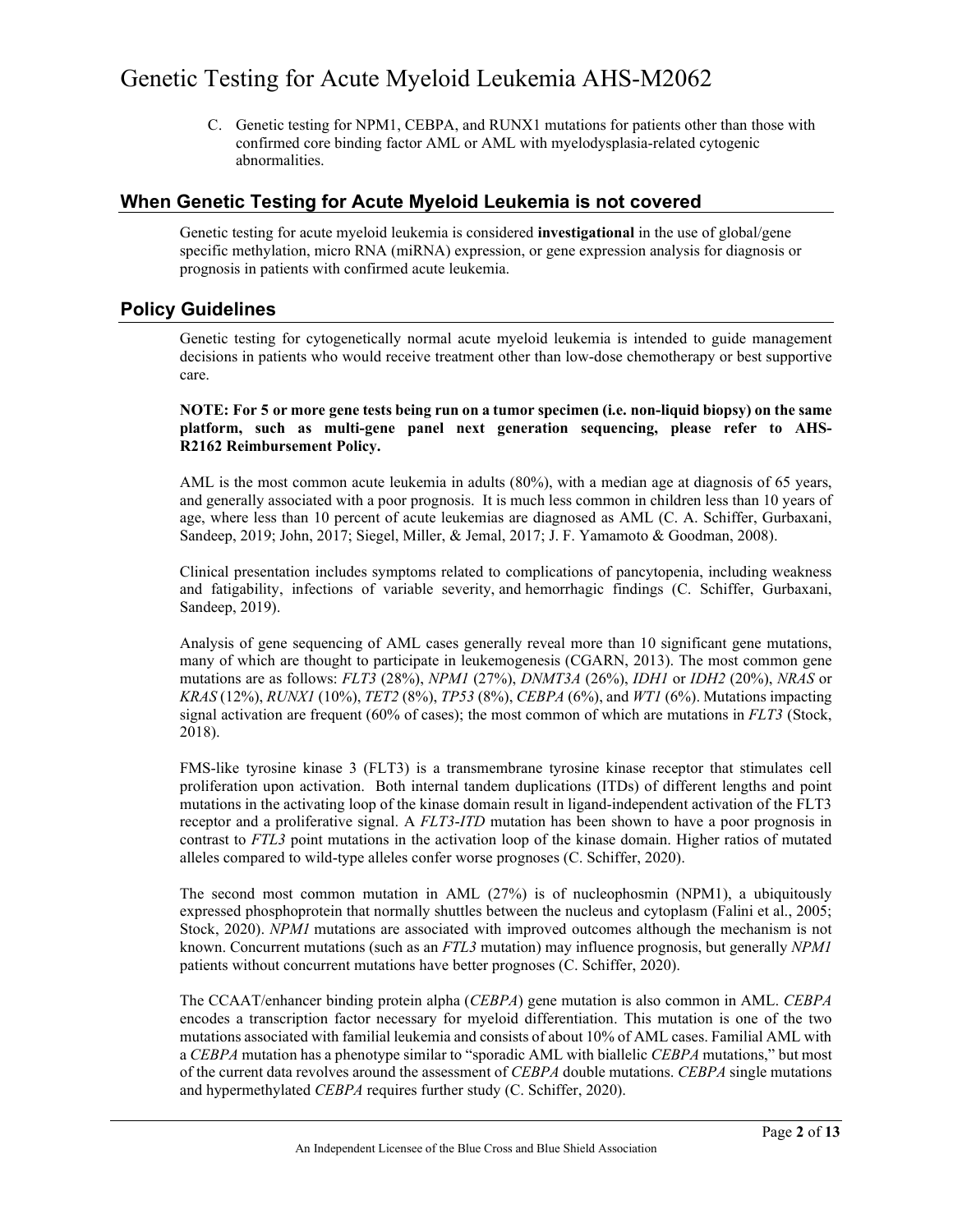C. Genetic testing for NPM1, CEBPA, and RUNX1 mutations for patients other than those with confirmed core binding factor AML or AML with myelodysplasia-related cytogenic abnormalities.

## When Genetic Testing for Acute Myeloid Leukemia is not covered

Genetic testing for acute myeloid leukemia is considered **investigational** in the use of global/gene specific methylation, micro RNA (miRNA) expression, or gene expression analysis for diagnosis or prognosis in patients with confirmed acute leukemia.

## Policy Guidelines

Genetic testing for cytogenetically normal acute myeloid leukemia is intended to guide management decisions in patients who would receive treatment other than low-dose chemotherapy or best supportive care.

**NOTE: For 5 or more gene tests being run on a tumor specimen (i.e. non-liquid biopsy) on the same platform, such as multi-gene panel next generation sequencing, please refer to AHS-R2162 Reimbursement Policy.**

AML is the most common acute leukemia in adults (80%), with a median age at diagnosis of 65 years, and generally associated with a poor prognosis. It is much less common in children less than 10 years of age, where less than 10 percent of acute leukemias are diagnosed as AML (C. A. Schiffer, Gurbaxani, Sandeep, 2019; John, 2017; Siegel, Miller, & Jemal, 2017; J. F. Yamamoto & Goodman, 2008).

Clinical presentation includes symptoms related to complications of pancytopenia, including weakness and fatigability, infections of variable severity, and hemorrhagic findings (C. Schiffer, Gurbaxani, Sandeep, 2019).

Analysis of gene sequencing of AML cases generally reveal more than 10 significant gene mutations, many of which are thought to participate in leukemogenesis (CGARN, 2013). The most common gene mutations are as follows: *FLT3* (28%), *NPM1* (27%), *DNMT3A* (26%), *IDH1* or *IDH2* (20%), *NRAS* or *KRAS* (12%), *RUNX1* (10%), *TET2* (8%), *TP53* (8%), *CEBPA* (6%), and *WT1* (6%). Mutations impacting signal activation are frequent (60% of cases); the most common of which are mutations in *FLT3* (Stock, 2018).

FMS-like tyrosine kinase 3 (FLT3) is a transmembrane tyrosine kinase receptor that stimulates cell proliferation upon activation. Both internal tandem duplications (ITDs) of different lengths and point mutations in the activating loop of the kinase domain result in ligand-independent activation of the FLT3 receptor and a proliferative signal. A *FLT3-ITD* mutation has been shown to have a poor prognosis in contrast to *FTL3* point mutations in the activation loop of the kinase domain. Higher ratios of mutated alleles compared to wild-type alleles confer worse prognoses (C. Schiffer, 2020).

The second most common mutation in AML (27%) is of nucleophosmin (NPM1), a ubiquitously expressed phosphoprotein that normally shuttles between the nucleus and cytoplasm (Falini et al., 2005; Stock, 2020). *NPM1* mutations are associated with improved outcomes although the mechanism is not known. Concurrent mutations (such as an *FTL3* mutation) may influence prognosis, but generally *NPM1* patients without concurrent mutations have better prognoses (C. Schiffer, 2020).

The CCAAT/enhancer binding protein alpha (*CEBPA*) gene mutation is also common in AML. *CEBPA* encodes a transcription factor necessary for myeloid differentiation. This mutation is one of the two mutations associated with familial leukemia and consists of about 10% of AML cases. Familial AML with a *CEBPA* mutation has a phenotype similar to "sporadic AML with biallelic *CEBPA* mutations," but most of the current data revolves around the assessment of *CEBPA* double mutations. *CEBPA* single mutations and hypermethylated *CEBPA* requires further study (C. Schiffer, 2020).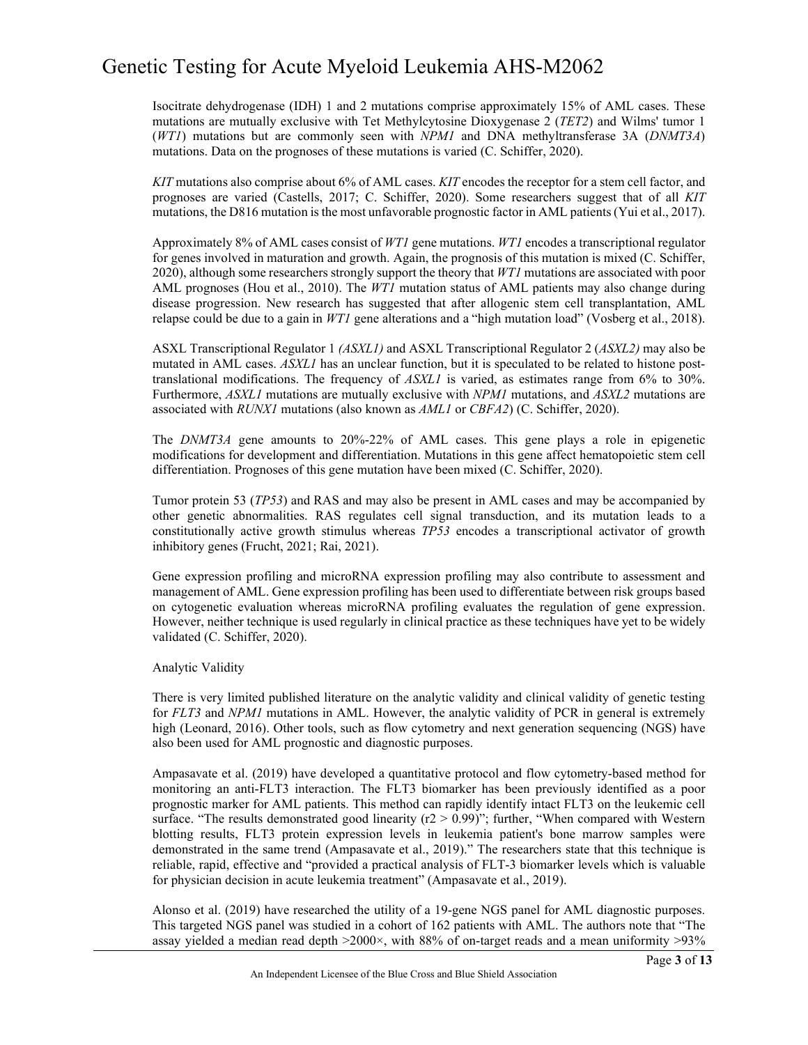Isocitrate dehydrogenase (IDH) 1 and 2 mutations comprise approximately 15% of AML cases. These mutations are mutually exclusive with Tet Methylcytosine Dioxygenase 2 (*TET2*) and Wilms' tumor 1 (*WT1*) mutations but are commonly seen with *NPM1* and DNA methyltransferase 3A (*DNMT3A*) mutations. Data on the prognoses of these mutations is varied (C. Schiffer, 2020).

*KIT* mutations also comprise about 6% of AML cases. *KIT* encodes the receptor for a stem cell factor, and prognoses are varied (Castells, 2017; C. Schiffer, 2020). Some researchers suggest that of all *KIT* mutations, the D816 mutation is the most unfavorable prognostic factor in AML patients (Yui et al., 2017).

Approximately 8% of AML cases consist of *WT1* gene mutations. *WT1* encodes a transcriptional regulator for genes involved in maturation and growth. Again, the prognosis of this mutation is mixed (C. Schiffer, 2020), although some researchers strongly support the theory that *WT1* mutations are associated with poor AML prognoses (Hou et al., 2010). The *WT1* mutation status of AML patients may also change during disease progression. New research has suggested that after allogenic stem cell transplantation, AML relapse could be due to a gain in *WT1* gene alterations and a "high mutation load" (Vosberg et al., 2018).

ASXL Transcriptional Regulator 1 *(ASXL1)* and ASXL Transcriptional Regulator 2 (*ASXL2)* may also be mutated in AML cases. *ASXL1* has an unclear function, but it is speculated to be related to histone post-translational modifications. The frequency of *ASXL1* is varied, as estimates range from 6% to 30%. Furthermore, *ASXL1* mutations are mutually exclusive with *NPM1* mutations, and *ASXL2* mutations are associated with *RUNX1* mutations (also known as *AML1* or *CBFA2*) (C. Schiffer, 2020).

The *DNMT3A* gene amounts to 20%-22% of AML cases. This gene plays a role in epigenetic modifications for development and differentiation. Mutations in this gene affect hematopoietic stem cell differentiation. Prognoses of this gene mutation have been mixed (C. Schiffer, 2020).

Tumor protein 53 (*TP53*) and RAS and may also be present in AML cases and may be accompanied by other genetic abnormalities. RAS regulates cell signal transduction, and its mutation leads to a constitutionally active growth stimulus whereas *TP53* encodes a transcriptional activator of growth inhibitory genes (Frucht, 2021; Rai, 2021).

Gene expression profiling and microRNA expression profiling may also contribute to assessment and management of AML. Gene expression profiling has been used to differentiate between risk groups based on cytogenetic evaluation whereas microRNA profiling evaluates the regulation of gene expression. However, neither technique is used regularly in clinical practice as these techniques have yet to be widely validated (C. Schiffer, 2020).

Analytic Validity

There is very limited published literature on the analytic validity and clinical validity of genetic testing for *FLT3* and *NPM1* mutations in AML. However, the analytic validity of PCR in general is extremely high (Leonard, 2016). Other tools, such as flow cytometry and next generation sequencing (NGS) have also been used for AML prognostic and diagnostic purposes.

Ampasavate et al. (2019) have developed a quantitative protocol and flow cytometry-based method for monitoring an anti-FLT3 interaction. The FLT3 biomarker has been previously identified as a poor prognostic marker for AML patients. This method can rapidly identify intact FLT3 on the leukemic cell surface. "The results demonstrated good linearity ($r2 > 0.99$)"; further, "When compared with Western blotting results, FLT3 protein expression levels in leukemia patient's bone marrow samples were demonstrated in the same trend (Ampasavate et al., 2019)." The researchers state that this technique is reliable, rapid, effective and "provided a practical analysis of FLT-3 biomarker levels which is valuable for physician decision in acute leukemia treatment" (Ampasavate et al., 2019).

Alonso et al. (2019) have researched the utility of a 19-gene NGS panel for AML diagnostic purposes. This targeted NGS panel was studied in a cohort of 162 patients with AML. The authors note that "The assay yielded a median read depth >2000×, with 88% of on-target reads and a mean uniformity >93%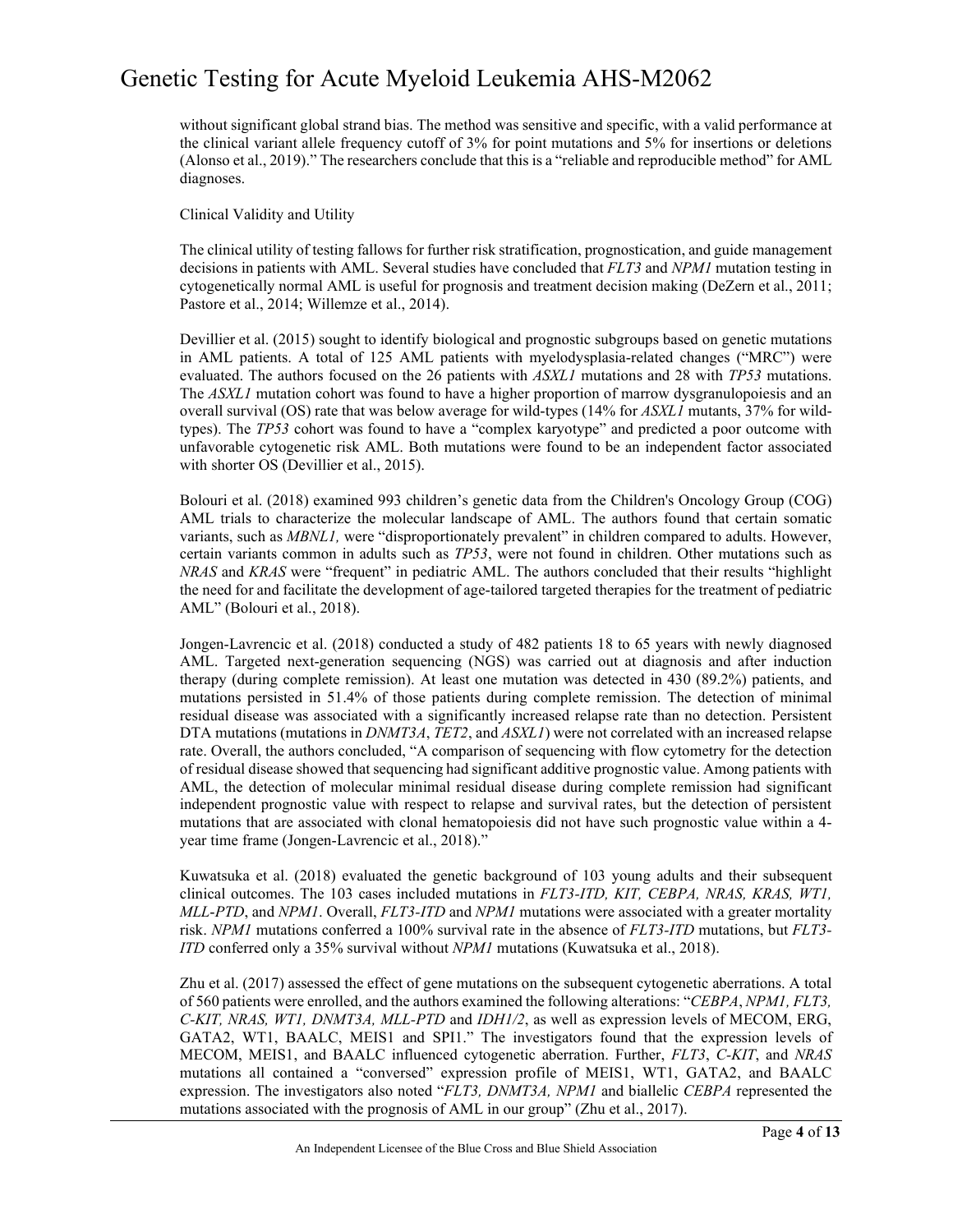without significant global strand bias. The method was sensitive and specific, with a valid performance at the clinical variant allele frequency cutoff of 3% for point mutations and 5% for insertions or deletions (Alonso et al., 2019)." The researchers conclude that this is a "reliable and reproducible method" for AML diagnoses.

Clinical Validity and Utility

The clinical utility of testing fallows for further risk stratification, prognostication, and guide management decisions in patients with AML. Several studies have concluded that *FLT3* and *NPM1* mutation testing in cytogenetically normal AML is useful for prognosis and treatment decision making (DeZern et al., 2011; Pastore et al., 2014; Willemze et al., 2014).

Devillier et al. (2015) sought to identify biological and prognostic subgroups based on genetic mutations in AML patients. A total of 125 AML patients with myelodysplasia-related changes ("MRC") were evaluated. The authors focused on the 26 patients with *ASXL1* mutations and 28 with *TP53* mutations. The *ASXL1* mutation cohort was found to have a higher proportion of marrow dysgranulopoiesis and an overall survival (OS) rate that was below average for wild-types (14% for *ASXL1* mutants, 37% for wild-types). The *TP53* cohort was found to have a "complex karyotype" and predicted a poor outcome with unfavorable cytogenetic risk AML. Both mutations were found to be an independent factor associated with shorter OS (Devillier et al., 2015).

Bolouri et al. (2018) examined 993 children's genetic data from the Children's Oncology Group (COG) AML trials to characterize the molecular landscape of AML. The authors found that certain somatic variants, such as *MBNL1,* were "disproportionately prevalent" in children compared to adults. However, certain variants common in adults such as *TP53*, were not found in children. Other mutations such as *NRAS* and *KRAS* were "frequent" in pediatric AML. The authors concluded that their results "highlight the need for and facilitate the development of age-tailored targeted therapies for the treatment of pediatric AML" (Bolouri et al., 2018).

Jongen-Lavrencic et al. (2018) conducted a study of 482 patients 18 to 65 years with newly diagnosed AML. Targeted next-generation sequencing (NGS) was carried out at diagnosis and after induction therapy (during complete remission). At least one mutation was detected in 430 (89.2%) patients, and mutations persisted in 51.4% of those patients during complete remission. The detection of minimal residual disease was associated with a significantly increased relapse rate than no detection. Persistent DTA mutations (mutations in *DNMT3A*, *TET2*, and *ASXL1*) were not correlated with an increased relapse rate. Overall, the authors concluded, "A comparison of sequencing with flow cytometry for the detection of residual disease showed that sequencing had significant additive prognostic value. Among patients with AML, the detection of molecular minimal residual disease during complete remission had significant independent prognostic value with respect to relapse and survival rates, but the detection of persistent mutations that are associated with clonal hematopoiesis did not have such prognostic value within a 4-year time frame (Jongen-Lavrencic et al., 2018)."

Kuwatsuka et al. (2018) evaluated the genetic background of 103 young adults and their subsequent clinical outcomes. The 103 cases included mutations in *FLT3-ITD, KIT, CEBPA, NRAS, KRAS, WT1, MLL-PTD*, and *NPM1*. Overall, *FLT3-ITD* and *NPM1* mutations were associated with a greater mortality risk. *NPM1* mutations conferred a 100% survival rate in the absence of *FLT3-ITD* mutations, but *FLT3-ITD* conferred only a 35% survival without *NPM1* mutations (Kuwatsuka et al., 2018).

Zhu et al. (2017) assessed the effect of gene mutations on the subsequent cytogenetic aberrations. A total of 560 patients were enrolled, and the authors examined the following alterations: "*CEBPA*, *NPM1, FLT3, C-KIT, NRAS, WT1, DNMT3A, MLL-PTD* and *IDH1/2*, as well as expression levels of MECOM, ERG, GATA2, WT1, BAALC, MEIS1 and SPI1." The investigators found that the expression levels of MECOM, MEIS1, and BAALC influenced cytogenetic aberration. Further, *FLT3*, *C-KIT*, and *NRAS* mutations all contained a "conversed" expression profile of MEIS1, WT1, GATA2, and BAALC expression. The investigators also noted "*FLT3, DNMT3A, NPM1* and biallelic *CEBPA* represented the mutations associated with the prognosis of AML in our group" (Zhu et al., 2017).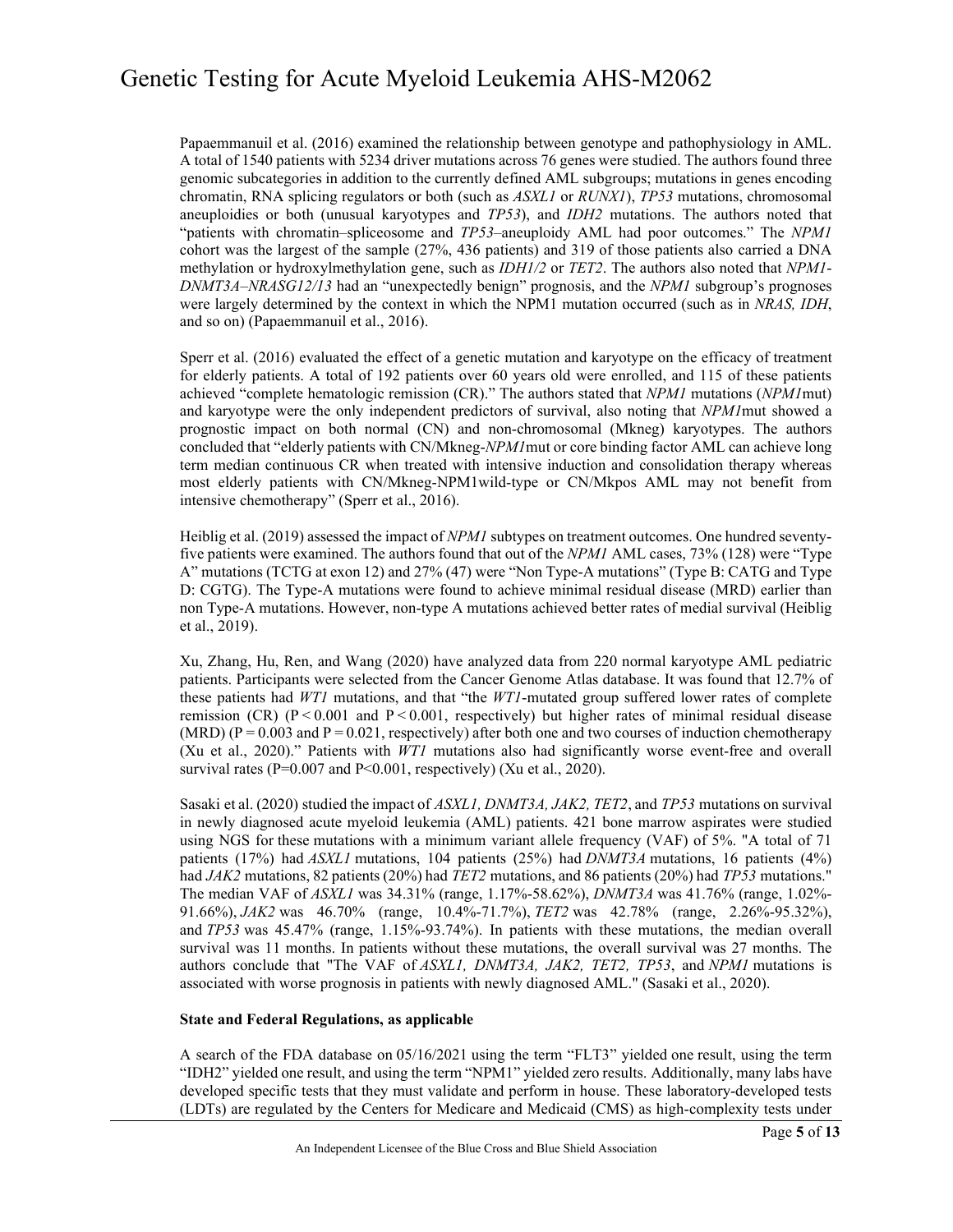Papaemmanuil et al. (2016) examined the relationship between genotype and pathophysiology in AML. A total of 1540 patients with 5234 driver mutations across 76 genes were studied. The authors found three genomic subcategories in addition to the currently defined AML subgroups; mutations in genes encoding chromatin, RNA splicing regulators or both (such as *ASXL1* or *RUNX1*), *TP53* mutations, chromosomal aneuploidies or both (unusual karyotypes and *TP53*), and *IDH2* mutations. The authors noted that "patients with chromatin–spliceosome and *TP53*–aneuploidy AML had poor outcomes." The *NPM1* cohort was the largest of the sample (27%, 436 patients) and 319 of those patients also carried a DNA methylation or hydroxylmethylation gene, such as *IDH1/2* or *TET2*. The authors also noted that *NPM1-DNMT3A–NRASG12/13* had an "unexpectedly benign" prognosis, and the *NPM1* subgroup's prognoses were largely determined by the context in which the NPM1 mutation occurred (such as in *NRAS, IDH*, and so on) (Papaemmanuil et al., 2016).

Sperr et al. (2016) evaluated the effect of a genetic mutation and karyotype on the efficacy of treatment for elderly patients. A total of 192 patients over 60 years old were enrolled, and 115 of these patients achieved "complete hematologic remission (CR)." The authors stated that *NPM1* mutations (*NPM1*mut) and karyotype were the only independent predictors of survival, also noting that *NPM1*mut showed a prognostic impact on both normal (CN) and non-chromosomal (Mkneg) karyotypes. The authors concluded that "elderly patients with CN/Mkneg-*NPM1*mut or core binding factor AML can achieve long term median continuous CR when treated with intensive induction and consolidation therapy whereas most elderly patients with CN/Mkneg-NPM1wild-type or CN/Mkpos AML may not benefit from intensive chemotherapy" (Sperr et al., 2016).

Heiblig et al. (2019) assessed the impact of *NPM1* subtypes on treatment outcomes. One hundred seventy-five patients were examined. The authors found that out of the *NPM1* AML cases, 73% (128) were "Type A" mutations (TCTG at exon 12) and 27% (47) were "Non Type-A mutations" (Type B: CATG and Type D: CGTG). The Type-A mutations were found to achieve minimal residual disease (MRD) earlier than non Type-A mutations. However, non-type A mutations achieved better rates of medial survival (Heiblig et al., 2019).

Xu, Zhang, Hu, Ren, and Wang (2020) have analyzed data from 220 normal karyotype AML pediatric patients. Participants were selected from the Cancer Genome Atlas database. It was found that 12.7% of these patients had *WT1* mutations, and that "the *WT1*-mutated group suffered lower rates of complete remission (CR) ($P < 0.001$ and $P < 0.001$, respectively) but higher rates of minimal residual disease (MRD) ($P = 0.003$ and $P = 0.021$, respectively) after both one and two courses of induction chemotherapy (Xu et al., 2020)." Patients with *WT1* mutations also had significantly worse event-free and overall survival rates ($P=0.007$ and $P<0.001$, respectively) (Xu et al., 2020).

Sasaki et al. (2020) studied the impact of *ASXL1, DNMT3A, JAK2, TET2*, and *TP53* mutations on survival in newly diagnosed acute myeloid leukemia (AML) patients. 421 bone marrow aspirates were studied using NGS for these mutations with a minimum variant allele frequency (VAF) of 5%. "A total of 71 patients (17%) had *ASXL1* mutations, 104 patients (25%) had *DNMT3A* mutations, 16 patients (4%) had *JAK2* mutations, 82 patients (20%) had *TET2* mutations, and 86 patients (20%) had *TP53* mutations." The median VAF of *ASXL1* was 34.31% (range, 1.17%-58.62%), *DNMT3A* was 41.76% (range, 1.02%-91.66%), *JAK2* was 46.70% (range, 10.4%-71.7%), *TET2* was 42.78% (range, 2.26%-95.32%), and *TP53* was 45.47% (range, 1.15%-93.74%). In patients with these mutations, the median overall survival was 11 months. In patients without these mutations, the overall survival was 27 months. The authors conclude that "The VAF of *ASXL1, DNMT3A, JAK2, TET2, TP53*, and *NPM1* mutations is associated with worse prognosis in patients with newly diagnosed AML." (Sasaki et al., 2020).

**State and Federal Regulations, as applicable**

A search of the FDA database on 05/16/2021 using the term "FLT3" yielded one result, using the term "IDH2" yielded one result, and using the term "NPM1" yielded zero results. Additionally, many labs have developed specific tests that they must validate and perform in house. These laboratory-developed tests (LDTs) are regulated by the Centers for Medicare and Medicaid (CMS) as high-complexity tests under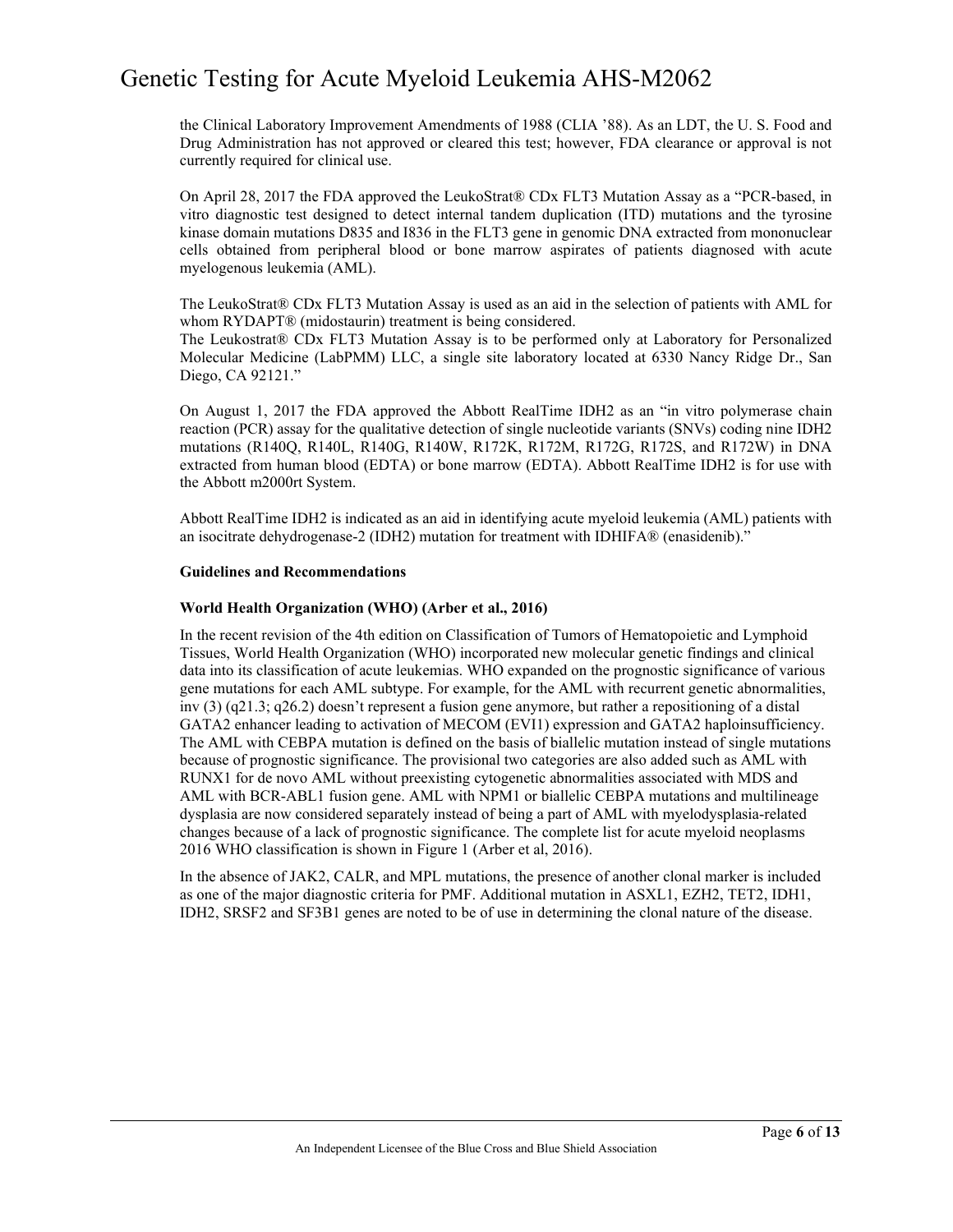the Clinical Laboratory Improvement Amendments of 1988 (CLIA '88). As an LDT, the U. S. Food and Drug Administration has not approved or cleared this test; however, FDA clearance or approval is not currently required for clinical use.

On April 28, 2017 the FDA approved the LeukoStrat® CDx FLT3 Mutation Assay as a "PCR-based, in vitro diagnostic test designed to detect internal tandem duplication (ITD) mutations and the tyrosine kinase domain mutations D835 and I836 in the FLT3 gene in genomic DNA extracted from mononuclear cells obtained from peripheral blood or bone marrow aspirates of patients diagnosed with acute myelogenous leukemia (AML).

The LeukoStrat® CDx FLT3 Mutation Assay is used as an aid in the selection of patients with AML for whom RYDAPT® (midostaurin) treatment is being considered.
The Leukostrat® CDx FLT3 Mutation Assay is to be performed only at Laboratory for Personalized Molecular Medicine (LabPMM) LLC, a single site laboratory located at 6330 Nancy Ridge Dr., San Diego, CA 92121."

On August 1, 2017 the FDA approved the Abbott RealTime IDH2 as an "in vitro polymerase chain reaction (PCR) assay for the qualitative detection of single nucleotide variants (SNVs) coding nine IDH2 mutations (R140Q, R140L, R140G, R140W, R172K, R172M, R172G, R172S, and R172W) in DNA extracted from human blood (EDTA) or bone marrow (EDTA). Abbott RealTime IDH2 is for use with the Abbott m2000rt System.

Abbott RealTime IDH2 is indicated as an aid in identifying acute myeloid leukemia (AML) patients with an isocitrate dehydrogenase-2 (IDH2) mutation for treatment with IDHIFA® (enasidenib)."

**Guidelines and Recommendations**

**World Health Organization (WHO) (Arber et al., 2016)**

In the recent revision of the 4th edition on Classification of Tumors of Hematopoietic and Lymphoid Tissues, World Health Organization (WHO) incorporated new molecular genetic findings and clinical data into its classification of acute leukemias. WHO expanded on the prognostic significance of various gene mutations for each AML subtype. For example, for the AML with recurrent genetic abnormalities, inv (3) (q21.3; q26.2) doesn't represent a fusion gene anymore, but rather a repositioning of a distal GATA2 enhancer leading to activation of MECOM (EVI1) expression and GATA2 haploinsufficiency. The AML with CEBPA mutation is defined on the basis of biallelic mutation instead of single mutations because of prognostic significance. The provisional two categories are also added such as AML with RUNX1 for de novo AML without preexisting cytogenetic abnormalities associated with MDS and AML with BCR-ABL1 fusion gene. AML with NPM1 or biallelic CEBPA mutations and multilineage dysplasia are now considered separately instead of being a part of AML with myelodysplasia-related changes because of a lack of prognostic significance. The complete list for acute myeloid neoplasms 2016 WHO classification is shown in Figure 1 (Arber et al, 2016).

In the absence of JAK2, CALR, and MPL mutations, the presence of another clonal marker is included as one of the major diagnostic criteria for PMF. Additional mutation in ASXL1, EZH2, TET2, IDH1, IDH2, SRSF2 and SF3B1 genes are noted to be of use in determining the clonal nature of the disease.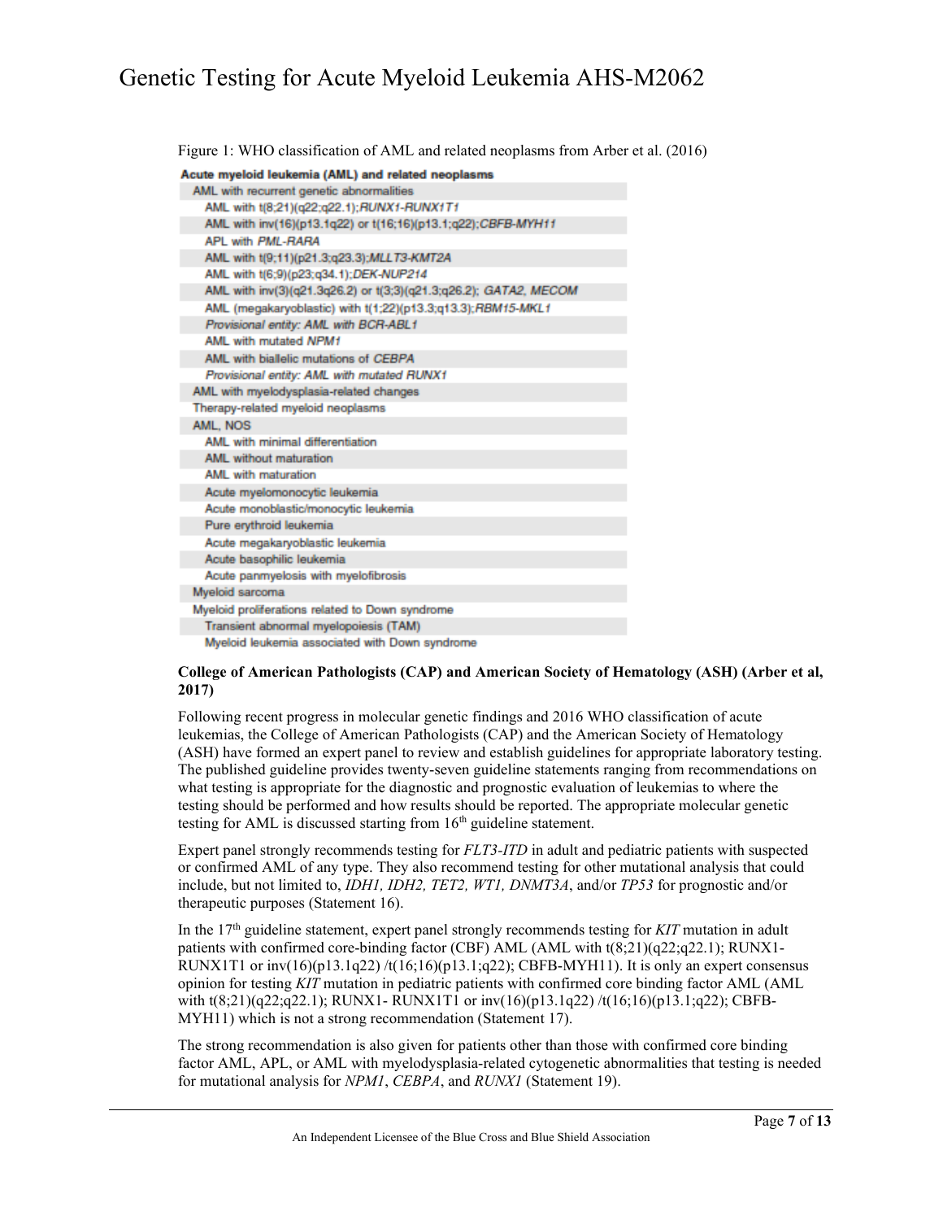Figure 1: WHO classification of AML and related neoplasms from Arber et al. (2016)

| Acute myeloid leukemia (AML) and related neoplasms |
|---|
| AML with recurrent genetic abnormalities |
| AML with t(8;21)(q22;q22.1); *RUNX1-RUNX1T1* |
| AML with inv(16)(p13.1q22) or t(16;16)(p13.1;q22); *CBFB-MYH11* |
| APL with *PML-RARA* |
| AML with t(9;11)(p21.3;q23.3); *MLLT3-KMT2A* |
| AML with t(6;9)(p23;q34.1); *DEK-NUP214* |
| AML with inv(3)(q21.3q26.2) or t(3;3)(q21.3;q26.2); *GATA2, MECOM* |
| AML (megakaryoblastic) with t(1;22)(p13.3;q13.3); *RBM15-MKL1* |
| *Provisional entity: AML with BCR-ABL1* |
| AML with mutated *NPM1* |
| AML with biallelic mutations of *CEBPA* |
| *Provisional entity: AML with mutated RUNX1* |
| AML with myelodysplasia-related changes |
| Therapy-related myeloid neoplasms |
| AML, NOS |
| AML with minimal differentiation |
| AML without maturation |
| AML with maturation |
| Acute myelomonocytic leukemia |
| Acute monoblastic/monocytic leukemia |
| Pure erythroid leukemia |
| Acute megakaryoblastic leukemia |
| Acute basophilic leukemia |
| Acute panmyelosis with myelofibrosis |
| Myeloid sarcoma |
| Myeloid proliferations related to Down syndrome |
| Transient abnormal myelopoiesis (TAM) |
| Myeloid leukemia associated with Down syndrome |

**College of American Pathologists (CAP) and American Society of Hematology (ASH) (Arber et al, 2017)**

Following recent progress in molecular genetic findings and 2016 WHO classification of acute leukemias, the College of American Pathologists (CAP) and the American Society of Hematology (ASH) have formed an expert panel to review and establish guidelines for appropriate laboratory testing. The published guideline provides twenty-seven guideline statements ranging from recommendations on what testing is appropriate for the diagnostic and prognostic evaluation of leukemias to where the testing should be performed and how results should be reported. The appropriate molecular genetic testing for AML is discussed starting from 16th guideline statement.

Expert panel strongly recommends testing for *FLT3-ITD* in adult and pediatric patients with suspected or confirmed AML of any type. They also recommend testing for other mutational analysis that could include, but not limited to, *IDH1, IDH2, TET2, WT1, DNMT3A*, and/or *TP53* for prognostic and/or therapeutic purposes (Statement 16).

In the 17th guideline statement, expert panel strongly recommends testing for *KIT* mutation in adult patients with confirmed core-binding factor (CBF) AML (AML with t(8;21)(q22;q22.1); RUNX1-RUNX1T1 or inv(16)(p13.1q22) /t(16;16)(p13.1;q22); CBFB-MYH11). It is only an expert consensus opinion for testing *KIT* mutation in pediatric patients with confirmed core binding factor AML (AML with t(8;21)(q22;q22.1); RUNX1- RUNX1T1 or inv(16)(p13.1q22) /t(16;16)(p13.1;q22); CBFB-MYH11) which is not a strong recommendation (Statement 17).

The strong recommendation is also given for patients other than those with confirmed core binding factor AML, APL, or AML with myelodysplasia-related cytogenetic abnormalities that testing is needed for mutational analysis for *NPM1*, *CEBPA*, and *RUNX1* (Statement 19).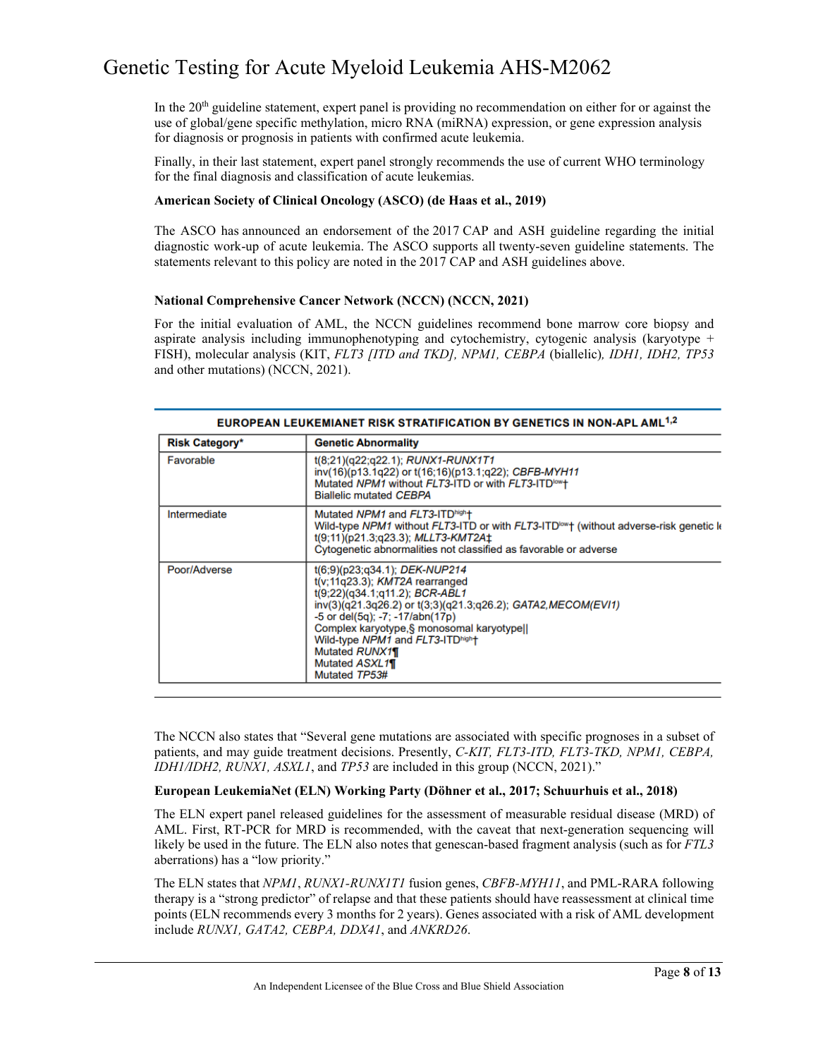In the 20th guideline statement, expert panel is providing no recommendation on either for or against the use of global/gene specific methylation, micro RNA (miRNA) expression, or gene expression analysis for diagnosis or prognosis in patients with confirmed acute leukemia.

Finally, in their last statement, expert panel strongly recommends the use of current WHO terminology for the final diagnosis and classification of acute leukemias.

**American Society of Clinical Oncology (ASCO) (de Haas et al., 2019)**

The ASCO has announced an endorsement of the 2017 CAP and ASH guideline regarding the initial diagnostic work-up of acute leukemia. The ASCO supports all twenty-seven guideline statements. The statements relevant to this policy are noted in the 2017 CAP and ASH guidelines above.

**National Comprehensive Cancer Network (NCCN) (NCCN, 2021)**

For the initial evaluation of AML, the NCCN guidelines recommend bone marrow core biopsy and aspirate analysis including immunophenotyping and cytochemistry, cytogenic analysis (karyotype + FISH), molecular analysis (KIT, *FLT3 [ITD and TKD], NPM1, CEBPA* (biallelic)*, IDH1, IDH2, TP53* and other mutations) (NCCN, 2021).

**EUROPEAN LEUKEMIANET RISK STRATIFICATION BY GENETICS IN NON-APL AML[1,2]**

| Risk Category* | Genetic Abnormality |
|---|---|
| Favorable | t(8;21)(q22;q22.1); *RUNX1-RUNX1T1*<br>inv(16)(p13.1q22) or t(16;16)(p13.1;q22); *CBFB-MYH11*<br>Mutated *NPM1* without *FLT3*-ITD or with *FLT3*-ITD[low]†<br>Biallelic mutated *CEBPA* |
| Intermediate | Mutated *NPM1* and *FLT3*-ITD[high]†<br>Wild-type *NPM1* without *FLT3*-ITD or with *FLT3*-ITD[low]† (without adverse-risk genetic le<br>t(9;11)(p21.3;q23.3); *MLLT3-KMT2A*‡<br>Cytogenetic abnormalities not classified as favorable or adverse |
| Poor/Adverse | t(6;9)(p23;q34.1); *DEK-NUP214*<br>t(v;11q23.3); *KMT2A* rearranged<br>t(9;22)(q34.1;q11.2); *BCR-ABL1*<br>inv(3)(q21.3q26.2) or t(3;3)(q21.3;q26.2); *GATA2,MECOM(EVI1)*<br>-5 or del(5q); -7; -17/abn(17p)<br>Complex karyotype,§ monosomal karyotype‖<br>Wild-type *NPM1* and *FLT3*-ITD[high]†<br>Mutated *RUNX1*¶<br>Mutated *ASXL1*¶<br>Mutated *TP53*# |

The NCCN also states that "Several gene mutations are associated with specific prognoses in a subset of patients, and may guide treatment decisions. Presently, *C-KIT, FLT3-ITD, FLT3-TKD, NPM1, CEBPA, IDH1/IDH2, RUNX1, ASXL1*, and *TP53* are included in this group (NCCN, 2021)."

**European LeukemiaNet (ELN) Working Party (Döhner et al., 2017; Schuurhuis et al., 2018)**

The ELN expert panel released guidelines for the assessment of measurable residual disease (MRD) of AML. First, RT-PCR for MRD is recommended, with the caveat that next-generation sequencing will likely be used in the future. The ELN also notes that genescan-based fragment analysis (such as for *FTL3* aberrations) has a "low priority."

The ELN states that *NPM1*, *RUNX1-RUNX1T1* fusion genes, *CBFB-MYH11*, and PML-RARA following therapy is a "strong predictor" of relapse and that these patients should have reassessment at clinical time points (ELN recommends every 3 months for 2 years). Genes associated with a risk of AML development include *RUNX1, GATA2, CEBPA, DDX41*, and *ANKRD26*.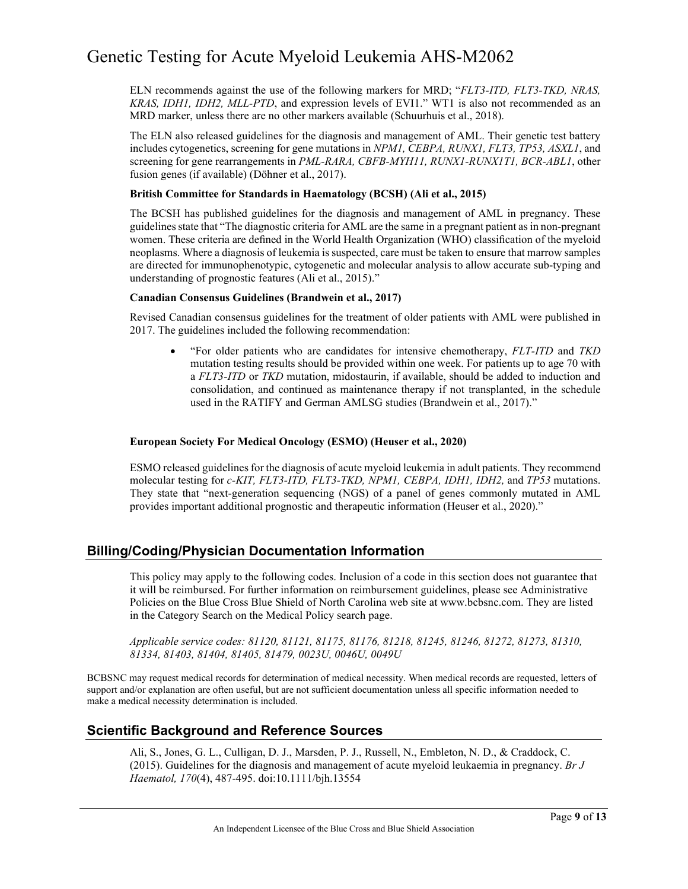ELN recommends against the use of the following markers for MRD; "*FLT3-ITD, FLT3-TKD, NRAS, KRAS, IDH1, IDH2, MLL-PTD*, and expression levels of EVI1." WT1 is also not recommended as an MRD marker, unless there are no other markers available (Schuurhuis et al., 2018).

The ELN also released guidelines for the diagnosis and management of AML. Their genetic test battery includes cytogenetics, screening for gene mutations in *NPM1, CEBPA, RUNX1, FLT3, TP53, ASXL1*, and screening for gene rearrangements in *PML-RARA, CBFB-MYH11, RUNX1-RUNX1T1, BCR-ABL1*, other fusion genes (if available) (Döhner et al., 2017).

**British Committee for Standards in Haematology (BCSH) (Ali et al., 2015)**

The BCSH has published guidelines for the diagnosis and management of AML in pregnancy. These guidelines state that "The diagnostic criteria for AML are the same in a pregnant patient as in non-pregnant women. These criteria are defined in the World Health Organization (WHO) classification of the myeloid neoplasms. Where a diagnosis of leukemia is suspected, care must be taken to ensure that marrow samples are directed for immunophenotypic, cytogenetic and molecular analysis to allow accurate sub-typing and understanding of prognostic features (Ali et al., 2015)."

**Canadian Consensus Guidelines (Brandwein et al., 2017)**

Revised Canadian consensus guidelines for the treatment of older patients with AML were published in 2017. The guidelines included the following recommendation:

- "For older patients who are candidates for intensive chemotherapy, *FLT-ITD* and *TKD* mutation testing results should be provided within one week. For patients up to age 70 with a *FLT3-ITD* or *TKD* mutation, midostaurin, if available, should be added to induction and consolidation, and continued as maintenance therapy if not transplanted, in the schedule used in the RATIFY and German AMLSG studies (Brandwein et al., 2017)."

**European Society For Medical Oncology (ESMO) (Heuser et al., 2020)**

ESMO released guidelines for the diagnosis of acute myeloid leukemia in adult patients. They recommend molecular testing for *c-KIT, FLT3-ITD, FLT3-TKD, NPM1, CEBPA, IDH1, IDH2,* and *TP53* mutations. They state that "next-generation sequencing (NGS) of a panel of genes commonly mutated in AML provides important additional prognostic and therapeutic information (Heuser et al., 2020)."

## Billing/Coding/Physician Documentation Information

This policy may apply to the following codes. Inclusion of a code in this section does not guarantee that it will be reimbursed. For further information on reimbursement guidelines, please see Administrative Policies on the Blue Cross Blue Shield of North Carolina web site at www.bcbsnc.com. They are listed in the Category Search on the Medical Policy search page.

*Applicable service codes: 81120, 81121, 81175, 81176, 81218, 81245, 81246, 81272, 81273, 81310, 81334, 81403, 81404, 81405, 81479, 0023U, 0046U, 0049U*

BCBSNC may request medical records for determination of medical necessity. When medical records are requested, letters of support and/or explanation are often useful, but are not sufficient documentation unless all specific information needed to make a medical necessity determination is included.

## Scientific Background and Reference Sources

Ali, S., Jones, G. L., Culligan, D. J., Marsden, P. J., Russell, N., Embleton, N. D., & Craddock, C. (2015). Guidelines for the diagnosis and management of acute myeloid leukaemia in pregnancy. *Br J Haematol, 170*(4), 487-495. doi:10.1111/bjh.13554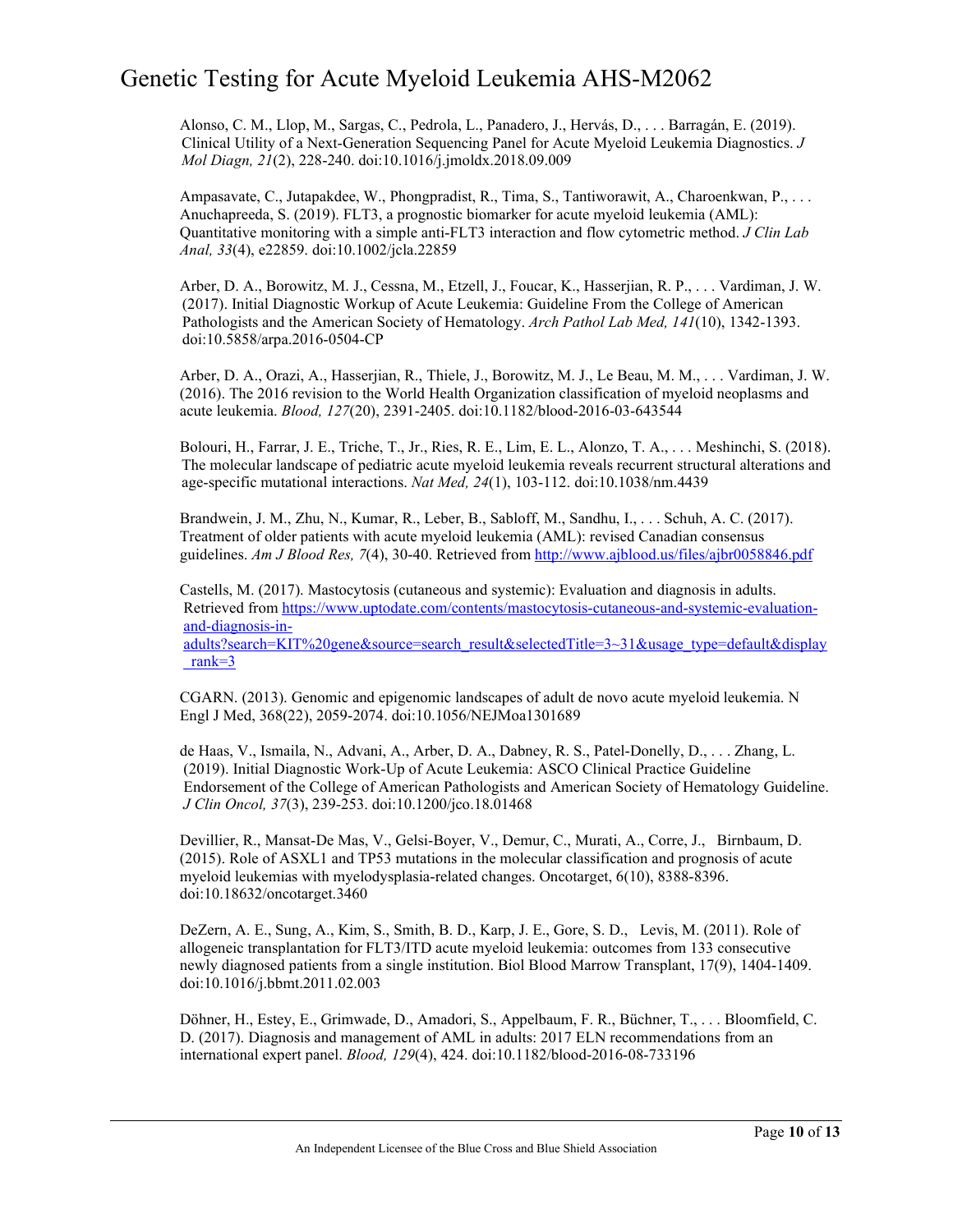Alonso, C. M., Llop, M., Sargas, C., Pedrola, L., Panadero, J., Hervás, D., . . . Barragán, E. (2019). Clinical Utility of a Next-Generation Sequencing Panel for Acute Myeloid Leukemia Diagnostics. *J Mol Diagn, 21*(2), 228-240. doi:10.1016/j.jmoldx.2018.09.009

Ampasavate, C., Jutapakdee, W., Phongpradist, R., Tima, S., Tantiworawit, A., Charoenkwan, P., . . . Anuchapreeda, S. (2019). FLT3, a prognostic biomarker for acute myeloid leukemia (AML): Quantitative monitoring with a simple anti-FLT3 interaction and flow cytometric method. *J Clin Lab Anal, 33*(4), e22859. doi:10.1002/jcla.22859

Arber, D. A., Borowitz, M. J., Cessna, M., Etzell, J., Foucar, K., Hasserjian, R. P., . . . Vardiman, J. W. (2017). Initial Diagnostic Workup of Acute Leukemia: Guideline From the College of American Pathologists and the American Society of Hematology. *Arch Pathol Lab Med, 141*(10), 1342-1393. doi:10.5858/arpa.2016-0504-CP

Arber, D. A., Orazi, A., Hasserjian, R., Thiele, J., Borowitz, M. J., Le Beau, M. M., . . . Vardiman, J. W. (2016). The 2016 revision to the World Health Organization classification of myeloid neoplasms and acute leukemia. *Blood, 127*(20), 2391-2405. doi:10.1182/blood-2016-03-643544

Bolouri, H., Farrar, J. E., Triche, T., Jr., Ries, R. E., Lim, E. L., Alonzo, T. A., . . . Meshinchi, S. (2018). The molecular landscape of pediatric acute myeloid leukemia reveals recurrent structural alterations and age-specific mutational interactions. *Nat Med, 24*(1), 103-112. doi:10.1038/nm.4439

Brandwein, J. M., Zhu, N., Kumar, R., Leber, B., Sabloff, M., Sandhu, I., . . . Schuh, A. C. (2017). Treatment of older patients with acute myeloid leukemia (AML): revised Canadian consensus guidelines. *Am J Blood Res, 7*(4), 30-40. Retrieved from http://www.ajblood.us/files/ajbr0058846.pdf

Castells, M. (2017). Mastocytosis (cutaneous and systemic): Evaluation and diagnosis in adults. Retrieved from https://www.uptodate.com/contents/mastocytosis-cutaneous-and-systemic-evaluation-and-diagnosis-in-adults?search=KIT%20gene&source=search_result&selectedTitle=3~31&usage_type=default&display_rank=3

CGARN. (2013). Genomic and epigenomic landscapes of adult de novo acute myeloid leukemia. N Engl J Med, 368(22), 2059-2074. doi:10.1056/NEJMoa1301689

de Haas, V., Ismaila, N., Advani, A., Arber, D. A., Dabney, R. S., Patel-Donelly, D., . . . Zhang, L. (2019). Initial Diagnostic Work-Up of Acute Leukemia: ASCO Clinical Practice Guideline Endorsement of the College of American Pathologists and American Society of Hematology Guideline. *J Clin Oncol, 37*(3), 239-253. doi:10.1200/jco.18.01468

Devillier, R., Mansat-De Mas, V., Gelsi-Boyer, V., Demur, C., Murati, A., Corre, J., Birnbaum, D. (2015). Role of ASXL1 and TP53 mutations in the molecular classification and prognosis of acute myeloid leukemias with myelodysplasia-related changes. Oncotarget, 6(10), 8388-8396. doi:10.18632/oncotarget.3460

DeZern, A. E., Sung, A., Kim, S., Smith, B. D., Karp, J. E., Gore, S. D., Levis, M. (2011). Role of allogeneic transplantation for FLT3/ITD acute myeloid leukemia: outcomes from 133 consecutive newly diagnosed patients from a single institution. Biol Blood Marrow Transplant, 17(9), 1404-1409. doi:10.1016/j.bbmt.2011.02.003

Döhner, H., Estey, E., Grimwade, D., Amadori, S., Appelbaum, F. R., Büchner, T., . . . Bloomfield, C. D. (2017). Diagnosis and management of AML in adults: 2017 ELN recommendations from an international expert panel. *Blood, 129*(4), 424. doi:10.1182/blood-2016-08-733196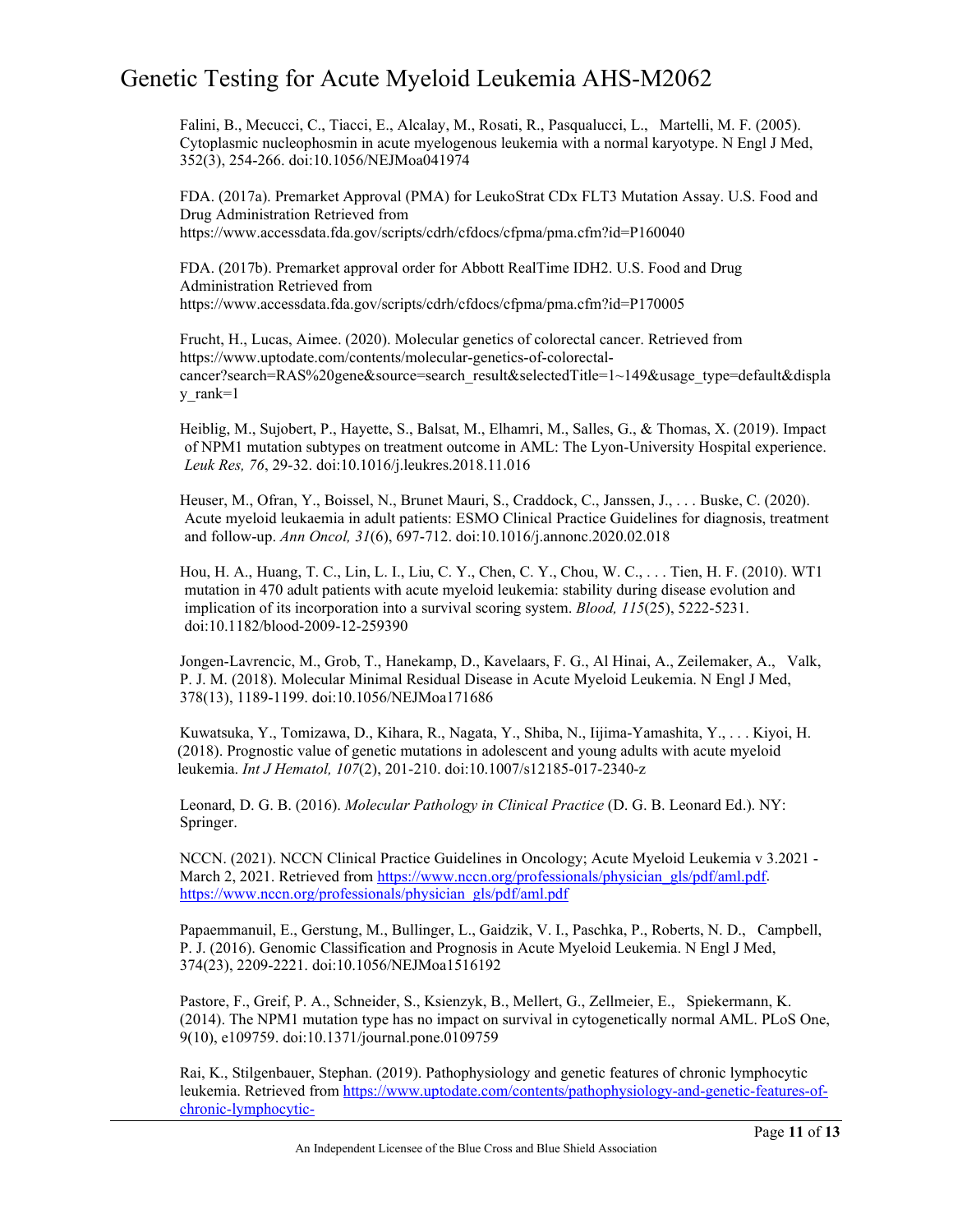Falini, B., Mecucci, C., Tiacci, E., Alcalay, M., Rosati, R., Pasqualucci, L., Martelli, M. F. (2005). Cytoplasmic nucleophosmin in acute myelogenous leukemia with a normal karyotype. N Engl J Med, 352(3), 254-266. doi:10.1056/NEJMoa041974

FDA. (2017a). Premarket Approval (PMA) for LeukoStrat CDx FLT3 Mutation Assay. U.S. Food and Drug Administration Retrieved from https://www.accessdata.fda.gov/scripts/cdrh/cfdocs/cfpma/pma.cfm?id=P160040

FDA. (2017b). Premarket approval order for Abbott RealTime IDH2. U.S. Food and Drug Administration Retrieved from https://www.accessdata.fda.gov/scripts/cdrh/cfdocs/cfpma/pma.cfm?id=P170005

Frucht, H., Lucas, Aimee. (2020). Molecular genetics of colorectal cancer. Retrieved from https://www.uptodate.com/contents/molecular-genetics-of-colorectal-cancer?search=RAS%20gene&source=search_result&selectedTitle=1~149&usage_type=default&display_rank=1

Heiblig, M., Sujobert, P., Hayette, S., Balsat, M., Elhamri, M., Salles, G., & Thomas, X. (2019). Impact of NPM1 mutation subtypes on treatment outcome in AML: The Lyon-University Hospital experience. *Leuk Res, 76*, 29-32. doi:10.1016/j.leukres.2018.11.016

Heuser, M., Ofran, Y., Boissel, N., Brunet Mauri, S., Craddock, C., Janssen, J., . . . Buske, C. (2020). Acute myeloid leukaemia in adult patients: ESMO Clinical Practice Guidelines for diagnosis, treatment and follow-up. *Ann Oncol, 31*(6), 697-712. doi:10.1016/j.annonc.2020.02.018

Hou, H. A., Huang, T. C., Lin, L. I., Liu, C. Y., Chen, C. Y., Chou, W. C., . . . Tien, H. F. (2010). WT1 mutation in 470 adult patients with acute myeloid leukemia: stability during disease evolution and implication of its incorporation into a survival scoring system. *Blood, 115*(25), 5222-5231. doi:10.1182/blood-2009-12-259390

Jongen-Lavrencic, M., Grob, T., Hanekamp, D., Kavelaars, F. G., Al Hinai, A., Zeilemaker, A., Valk, P. J. M. (2018). Molecular Minimal Residual Disease in Acute Myeloid Leukemia. N Engl J Med, 378(13), 1189-1199. doi:10.1056/NEJMoa171686

Kuwatsuka, Y., Tomizawa, D., Kihara, R., Nagata, Y., Shiba, N., Iijima-Yamashita, Y., . . . Kiyoi, H. (2018). Prognostic value of genetic mutations in adolescent and young adults with acute myeloid leukemia. *Int J Hematol, 107*(2), 201-210. doi:10.1007/s12185-017-2340-z

Leonard, D. G. B. (2016). *Molecular Pathology in Clinical Practice* (D. G. B. Leonard Ed.). NY: Springer.

NCCN. (2021). NCCN Clinical Practice Guidelines in Oncology; Acute Myeloid Leukemia v 3.2021 - March 2, 2021. Retrieved from https://www.nccn.org/professionals/physician_gls/pdf/aml.pdf. https://www.nccn.org/professionals/physician_gls/pdf/aml.pdf

Papaemmanuil, E., Gerstung, M., Bullinger, L., Gaidzik, V. I., Paschka, P., Roberts, N. D., Campbell, P. J. (2016). Genomic Classification and Prognosis in Acute Myeloid Leukemia. N Engl J Med, 374(23), 2209-2221. doi:10.1056/NEJMoa1516192

Pastore, F., Greif, P. A., Schneider, S., Ksienzyk, B., Mellert, G., Zellmeier, E., Spiekermann, K. (2014). The NPM1 mutation type has no impact on survival in cytogenetically normal AML. PLoS One, 9(10), e109759. doi:10.1371/journal.pone.0109759

Rai, K., Stilgenbauer, Stephan. (2019). Pathophysiology and genetic features of chronic lymphocytic leukemia. Retrieved from https://www.uptodate.com/contents/pathophysiology-and-genetic-features-of-chronic-lymphocytic-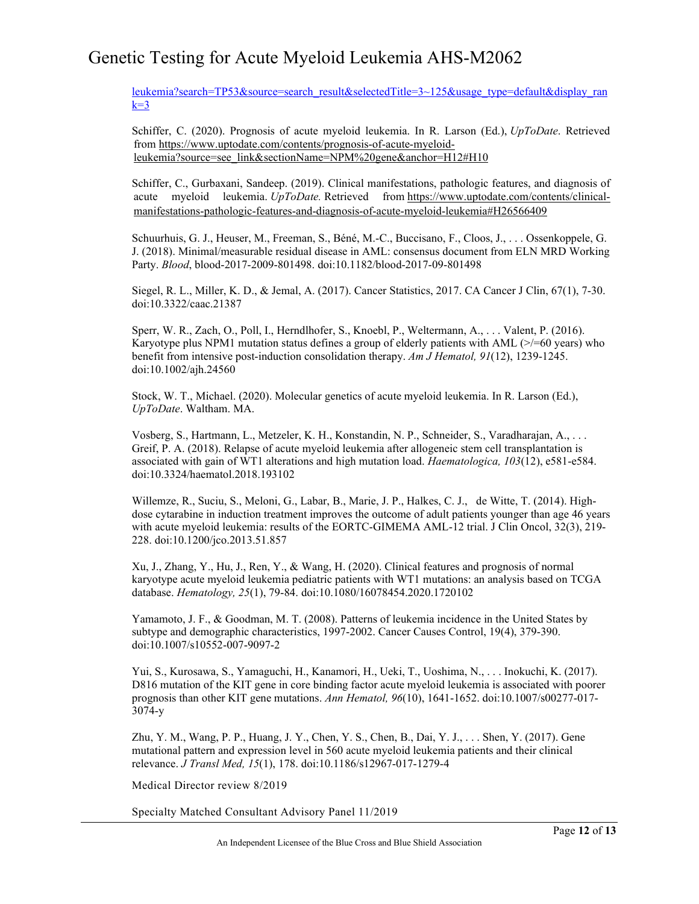leukemia?search=TP53&source=search_result&selectedTitle=3~125&usage_type=default&display_rank=3

Schiffer, C. (2020). Prognosis of acute myeloid leukemia. In R. Larson (Ed.), *UpToDate*. Retrieved from https://www.uptodate.com/contents/prognosis-of-acute-myeloid-leukemia?source=see_link&sectionName=NPM%20gene&anchor=H12#H10

Schiffer, C., Gurbaxani, Sandeep. (2019). Clinical manifestations, pathologic features, and diagnosis of acute myeloid leukemia. *UpToDate.* Retrieved from https://www.uptodate.com/contents/clinical-manifestations-pathologic-features-and-diagnosis-of-acute-myeloid-leukemia#H26566409

Schuurhuis, G. J., Heuser, M., Freeman, S., Béné, M.-C., Buccisano, F., Cloos, J., . . . Ossenkoppele, G. J. (2018). Minimal/measurable residual disease in AML: consensus document from ELN MRD Working Party. *Blood*, blood-2017-2009-801498. doi:10.1182/blood-2017-09-801498

Siegel, R. L., Miller, K. D., & Jemal, A. (2017). Cancer Statistics, 2017. CA Cancer J Clin, 67(1), 7-30. doi:10.3322/caac.21387

Sperr, W. R., Zach, O., Poll, I., Herndlhofer, S., Knoebl, P., Weltermann, A., . . . Valent, P. (2016). Karyotype plus NPM1 mutation status defines a group of elderly patients with AML (>/=60 years) who benefit from intensive post-induction consolidation therapy. *Am J Hematol, 91*(12), 1239-1245. doi:10.1002/ajh.24560

Stock, W. T., Michael. (2020). Molecular genetics of acute myeloid leukemia. In R. Larson (Ed.), *UpToDate*. Waltham. MA.

Vosberg, S., Hartmann, L., Metzeler, K. H., Konstandin, N. P., Schneider, S., Varadharajan, A., . . . Greif, P. A. (2018). Relapse of acute myeloid leukemia after allogeneic stem cell transplantation is associated with gain of WT1 alterations and high mutation load. *Haematologica, 103*(12), e581-e584. doi:10.3324/haematol.2018.193102

Willemze, R., Suciu, S., Meloni, G., Labar, B., Marie, J. P., Halkes, C. J., de Witte, T. (2014). High-dose cytarabine in induction treatment improves the outcome of adult patients younger than age 46 years with acute myeloid leukemia: results of the EORTC-GIMEMA AML-12 trial. J Clin Oncol, 32(3), 219-228. doi:10.1200/jco.2013.51.857

Xu, J., Zhang, Y., Hu, J., Ren, Y., & Wang, H. (2020). Clinical features and prognosis of normal karyotype acute myeloid leukemia pediatric patients with WT1 mutations: an analysis based on TCGA database. *Hematology, 25*(1), 79-84. doi:10.1080/16078454.2020.1720102

Yamamoto, J. F., & Goodman, M. T. (2008). Patterns of leukemia incidence in the United States by subtype and demographic characteristics, 1997-2002. Cancer Causes Control, 19(4), 379-390. doi:10.1007/s10552-007-9097-2

Yui, S., Kurosawa, S., Yamaguchi, H., Kanamori, H., Ueki, T., Uoshima, N., . . . Inokuchi, K. (2017). D816 mutation of the KIT gene in core binding factor acute myeloid leukemia is associated with poorer prognosis than other KIT gene mutations. *Ann Hematol, 96*(10), 1641-1652. doi:10.1007/s00277-017-3074-y

Zhu, Y. M., Wang, P. P., Huang, J. Y., Chen, Y. S., Chen, B., Dai, Y. J., . . . Shen, Y. (2017). Gene mutational pattern and expression level in 560 acute myeloid leukemia patients and their clinical relevance. *J Transl Med, 15*(1), 178. doi:10.1186/s12967-017-1279-4

Medical Director review 8/2019

Specialty Matched Consultant Advisory Panel 11/2019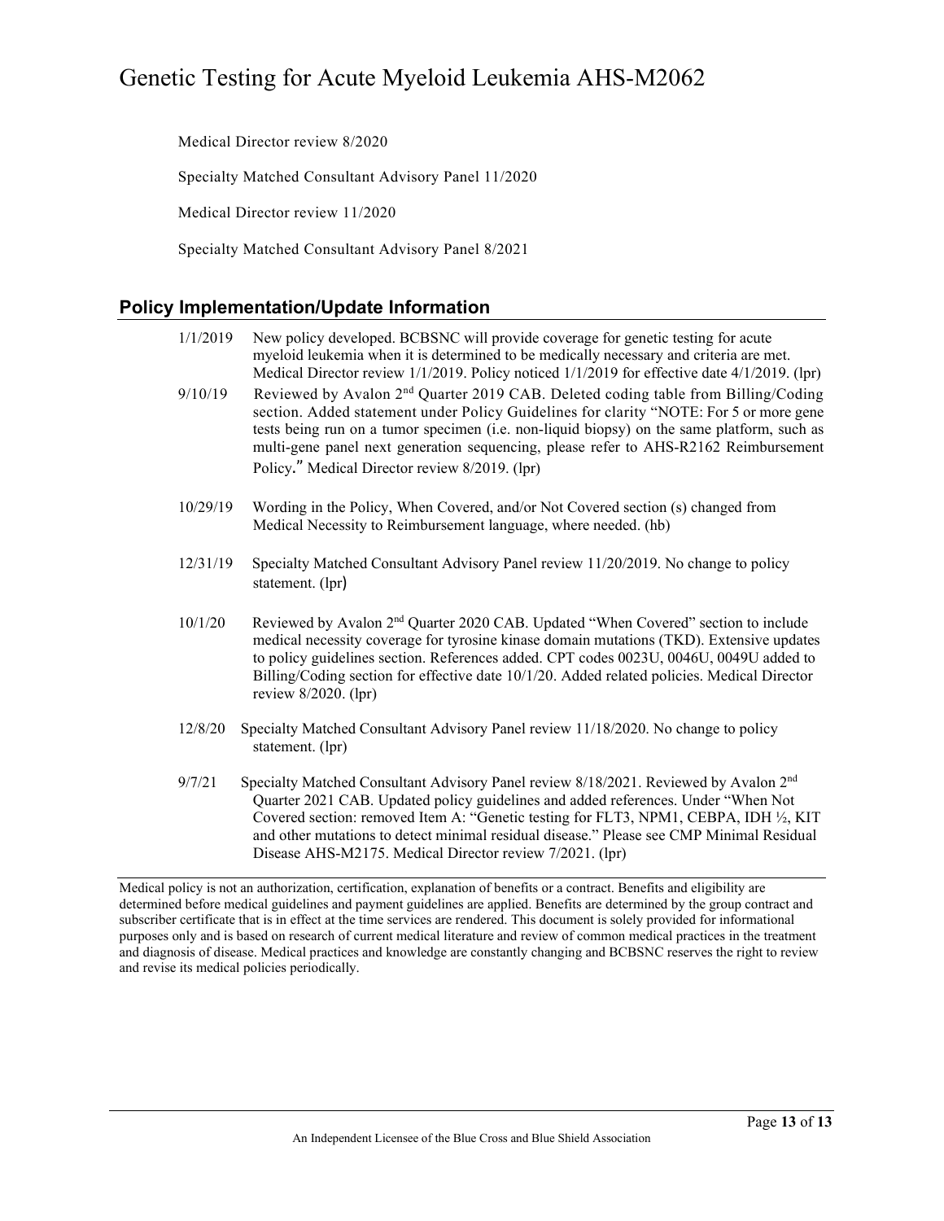Medical Director review 8/2020

Specialty Matched Consultant Advisory Panel 11/2020

Medical Director review 11/2020

Specialty Matched Consultant Advisory Panel 8/2021

## Policy Implementation/Update Information

| | |
|---|---|
| 1/1/2019 | New policy developed. BCBSNC will provide coverage for genetic testing for acute myeloid leukemia when it is determined to be medically necessary and criteria are met. Medical Director review 1/1/2019. Policy noticed 1/1/2019 for effective date 4/1/2019. (lpr) |
| 9/10/19 | Reviewed by Avalon 2nd Quarter 2019 CAB. Deleted coding table from Billing/Coding section. Added statement under Policy Guidelines for clarity "NOTE: For 5 or more gene tests being run on a tumor specimen (i.e. non-liquid biopsy) on the same platform, such as multi-gene panel next generation sequencing, please refer to AHS-R2162 Reimbursement Policy." Medical Director review 8/2019. (lpr) |
| 10/29/19 | Wording in the Policy, When Covered, and/or Not Covered section (s) changed from Medical Necessity to Reimbursement language, where needed. (hb) |
| 12/31/19 | Specialty Matched Consultant Advisory Panel review 11/20/2019. No change to policy statement. (lpr) |
| 10/1/20 | Reviewed by Avalon 2nd Quarter 2020 CAB. Updated "When Covered" section to include medical necessity coverage for tyrosine kinase domain mutations (TKD). Extensive updates to policy guidelines section. References added. CPT codes 0023U, 0046U, 0049U added to Billing/Coding section for effective date 10/1/20. Added related policies. Medical Director review 8/2020. (lpr) |
| 12/8/20 | Specialty Matched Consultant Advisory Panel review 11/18/2020. No change to policy statement. (lpr) |
| 9/7/21 | Specialty Matched Consultant Advisory Panel review 8/18/2021. Reviewed by Avalon 2nd Quarter 2021 CAB. Updated policy guidelines and added references. Under "When Not Covered section: removed Item A: "Genetic testing for FLT3, NPM1, CEBPA, IDH ½, KIT and other mutations to detect minimal residual disease." Please see CMP Minimal Residual Disease AHS-M2175. Medical Director review 7/2021. (lpr) |

Medical policy is not an authorization, certification, explanation of benefits or a contract. Benefits and eligibility are determined before medical guidelines and payment guidelines are applied. Benefits are determined by the group contract and subscriber certificate that is in effect at the time services are rendered. This document is solely provided for informational purposes only and is based on research of current medical literature and review of common medical practices in the treatment and diagnosis of disease. Medical practices and knowledge are constantly changing and BCBSNC reserves the right to review and revise its medical policies periodically.